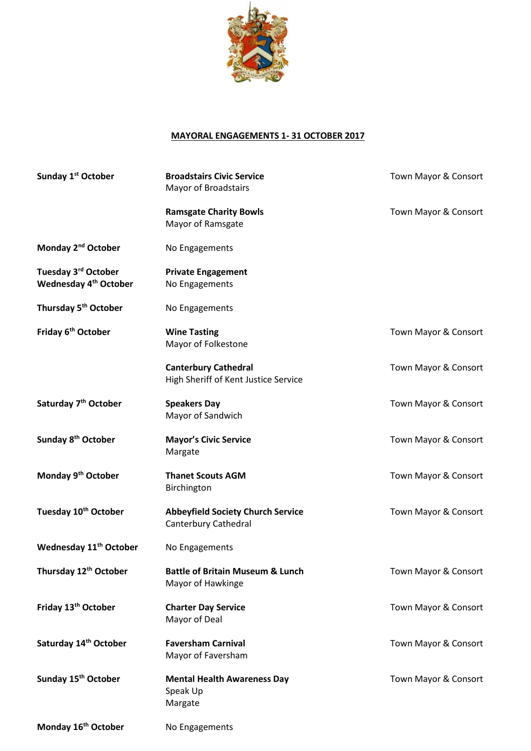## MAYORAL ENGAGEMENTS 1- 31 OCTOBER 2017

| | | |
|---|---|---|
| **Sunday 1st October** | **Broadstairs Civic Service**<br>Mayor of Broadstairs | Town Mayor & Consort |
| | **Ramsgate Charity Bowls**<br>Mayor of Ramsgate | Town Mayor & Consort |
| **Monday 2nd October** | No Engagements | |
| **Tuesday 3rd October** | **Private Engagement** | |
| **Wednesday 4th October** | No Engagements | |
| **Thursday 5th October** | No Engagements | |
| **Friday 6th October** | **Wine Tasting**<br>Mayor of Folkestone | Town Mayor & Consort |
| | **Canterbury Cathedral**<br>High Sheriff of Kent Justice Service | Town Mayor & Consort |
| **Saturday 7th October** | **Speakers Day**<br>Mayor of Sandwich | Town Mayor & Consort |
| **Sunday 8th October** | **Mayor's Civic Service**<br>Margate | Town Mayor & Consort |
| **Monday 9th October** | **Thanet Scouts AGM**<br>Birchington | Town Mayor & Consort |
| **Tuesday 10th October** | **Abbeyfield Society Church Service**<br>Canterbury Cathedral | Town Mayor & Consort |
| **Wednesday 11th October** | No Engagements | |
| **Thursday 12th October** | **Battle of Britain Museum & Lunch**<br>Mayor of Hawkinge | Town Mayor & Consort |
| **Friday 13th October** | **Charter Day Service**<br>Mayor of Deal | Town Mayor & Consort |
| **Saturday 14th October** | **Faversham Carnival**<br>Mayor of Faversham | Town Mayor & Consort |
| **Sunday 15th October** | **Mental Health Awareness Day**<br>Speak Up<br>Margate | Town Mayor & Consort |
| **Monday 16th October** | No Engagements | |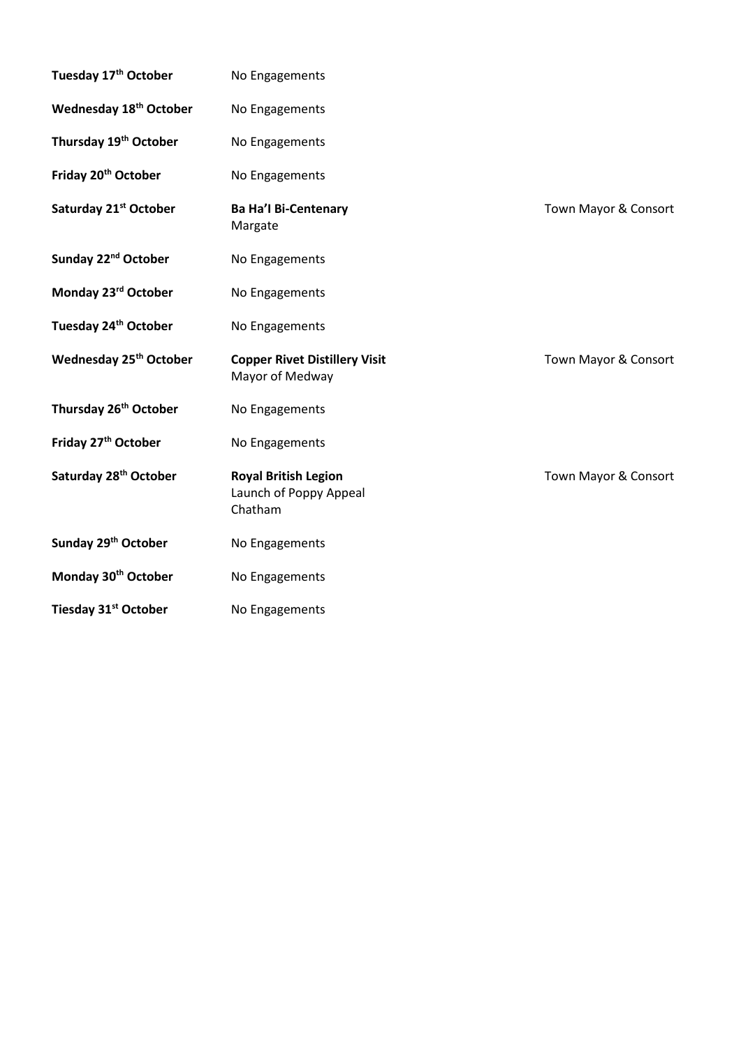| | | |
|---|---|---|
| **Tuesday 17th October** | No Engagements | |
| **Wednesday 18th October** | No Engagements | |
| **Thursday 19th October** | No Engagements | |
| **Friday 20th October** | No Engagements | |
| **Saturday 21st October** | **Ba Ha'I Bi-Centenary**<br>Margate | Town Mayor & Consort |
| **Sunday 22nd October** | No Engagements | |
| **Monday 23rd October** | No Engagements | |
| **Tuesday 24th October** | No Engagements | |
| **Wednesday 25th October** | **Copper Rivet Distillery Visit**<br>Mayor of Medway | Town Mayor & Consort |
| **Thursday 26th October** | No Engagements | |
| **Friday 27th October** | No Engagements | |
| **Saturday 28th October** | **Royal British Legion**<br>Launch of Poppy Appeal<br>Chatham | Town Mayor & Consort |
| **Sunday 29th October** | No Engagements | |
| **Monday 30th October** | No Engagements | |
| **Tiesday 31st October** | No Engagements | |